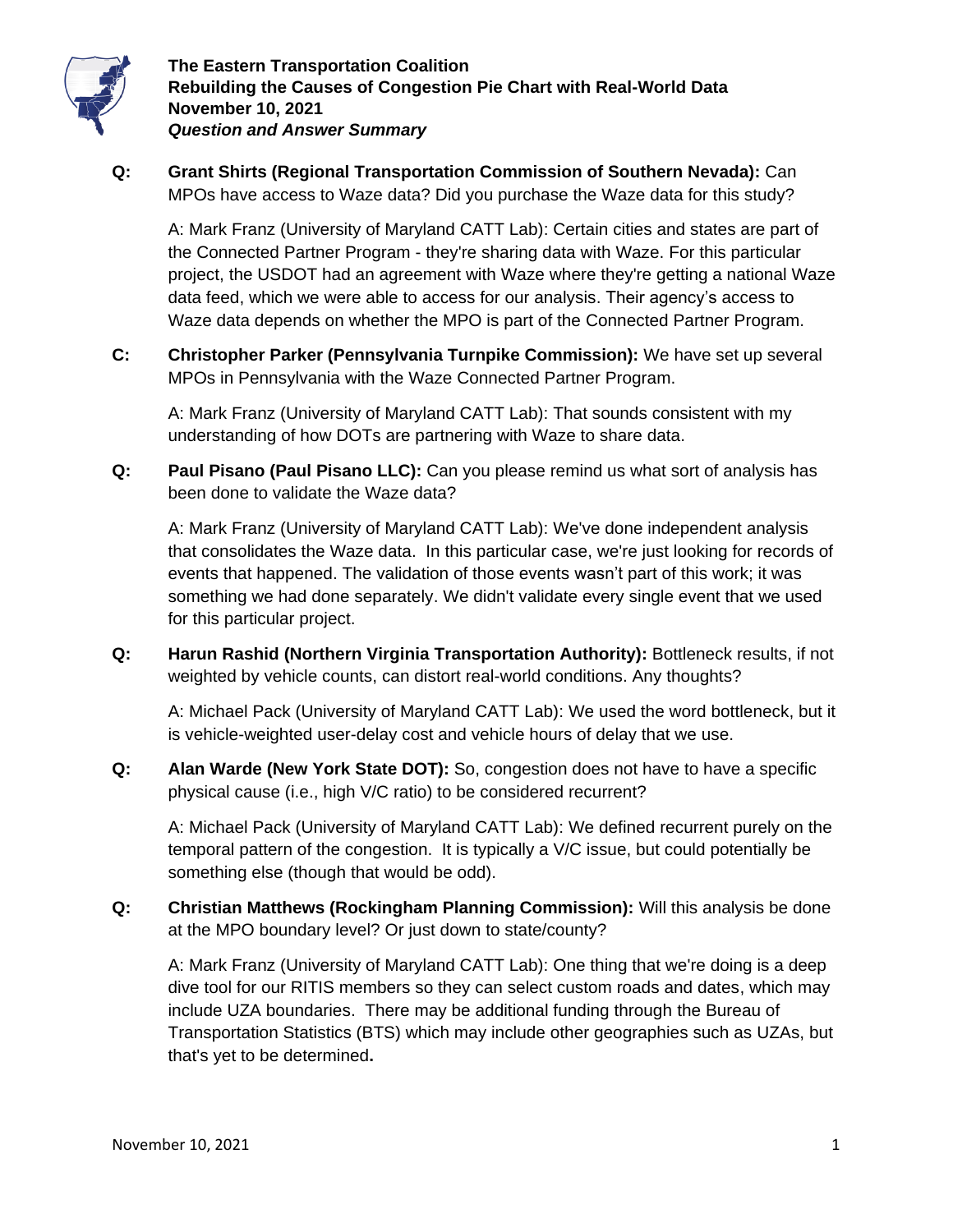**The Eastern Transportation Coalition**
**Rebuilding the Causes of Congestion Pie Chart with Real-World Data**
**November 10, 2021**
***Question and Answer Summary***

**Q: Grant Shirts (Regional Transportation Commission of Southern Nevada):** Can MPOs have access to Waze data? Did you purchase the Waze data for this study?

A: Mark Franz (University of Maryland CATT Lab): Certain cities and states are part of the Connected Partner Program - they're sharing data with Waze. For this particular project, the USDOT had an agreement with Waze where they're getting a national Waze data feed, which we were able to access for our analysis. Their agency's access to Waze data depends on whether the MPO is part of the Connected Partner Program.

**C: Christopher Parker (Pennsylvania Turnpike Commission):** We have set up several MPOs in Pennsylvania with the Waze Connected Partner Program.

A: Mark Franz (University of Maryland CATT Lab): That sounds consistent with my understanding of how DOTs are partnering with Waze to share data.

**Q: Paul Pisano (Paul Pisano LLC):** Can you please remind us what sort of analysis has been done to validate the Waze data?

A: Mark Franz (University of Maryland CATT Lab): We've done independent analysis that consolidates the Waze data. In this particular case, we're just looking for records of events that happened. The validation of those events wasn't part of this work; it was something we had done separately. We didn't validate every single event that we used for this particular project.

**Q: Harun Rashid (Northern Virginia Transportation Authority):** Bottleneck results, if not weighted by vehicle counts, can distort real-world conditions. Any thoughts?

A: Michael Pack (University of Maryland CATT Lab): We used the word bottleneck, but it is vehicle-weighted user-delay cost and vehicle hours of delay that we use.

**Q: Alan Warde (New York State DOT):** So, congestion does not have to have a specific physical cause (i.e., high V/C ratio) to be considered recurrent?

A: Michael Pack (University of Maryland CATT Lab): We defined recurrent purely on the temporal pattern of the congestion. It is typically a V/C issue, but could potentially be something else (though that would be odd).

**Q: Christian Matthews (Rockingham Planning Commission):** Will this analysis be done at the MPO boundary level? Or just down to state/county?

A: Mark Franz (University of Maryland CATT Lab): One thing that we're doing is a deep dive tool for our RITIS members so they can select custom roads and dates, which may include UZA boundaries. There may be additional funding through the Bureau of Transportation Statistics (BTS) which may include other geographies such as UZAs, but that's yet to be determined.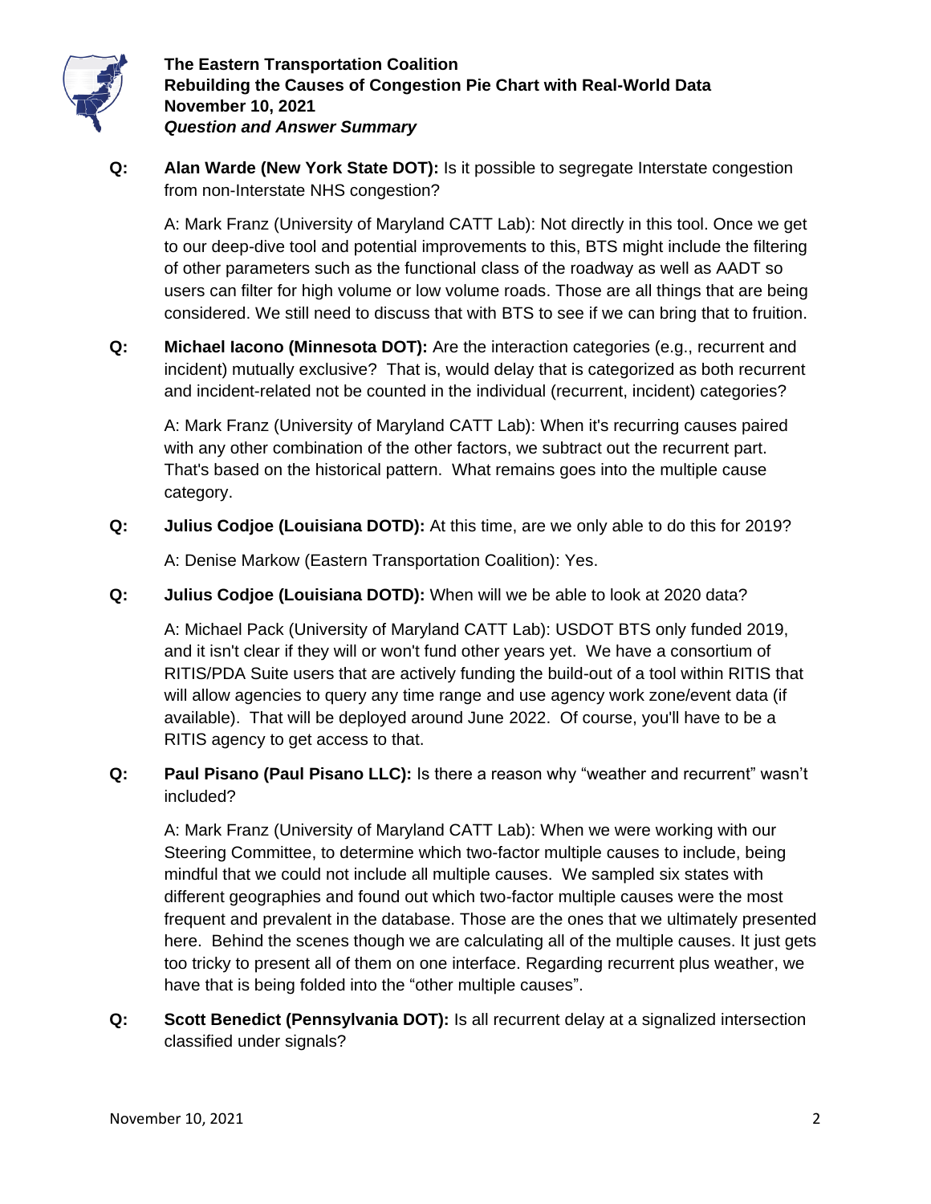**The Eastern Transportation Coalition**
**Rebuilding the Causes of Congestion Pie Chart with Real-World Data**
**November 10, 2021**
***Question and Answer Summary***

**Q: Alan Warde (New York State DOT):** Is it possible to segregate Interstate congestion from non-Interstate NHS congestion?

A: Mark Franz (University of Maryland CATT Lab): Not directly in this tool. Once we get to our deep-dive tool and potential improvements to this, BTS might include the filtering of other parameters such as the functional class of the roadway as well as AADT so users can filter for high volume or low volume roads. Those are all things that are being considered. We still need to discuss that with BTS to see if we can bring that to fruition.

**Q: Michael Iacono (Minnesota DOT):** Are the interaction categories (e.g., recurrent and incident) mutually exclusive? That is, would delay that is categorized as both recurrent and incident-related not be counted in the individual (recurrent, incident) categories?

A: Mark Franz (University of Maryland CATT Lab): When it's recurring causes paired with any other combination of the other factors, we subtract out the recurrent part. That's based on the historical pattern. What remains goes into the multiple cause category.

**Q: Julius Codjoe (Louisiana DOTD):** At this time, are we only able to do this for 2019?

A: Denise Markow (Eastern Transportation Coalition): Yes.

**Q: Julius Codjoe (Louisiana DOTD):** When will we be able to look at 2020 data?

A: Michael Pack (University of Maryland CATT Lab): USDOT BTS only funded 2019, and it isn't clear if they will or won't fund other years yet. We have a consortium of RITIS/PDA Suite users that are actively funding the build-out of a tool within RITIS that will allow agencies to query any time range and use agency work zone/event data (if available). That will be deployed around June 2022. Of course, you'll have to be a RITIS agency to get access to that.

**Q: Paul Pisano (Paul Pisano LLC):** Is there a reason why "weather and recurrent" wasn't included?

A: Mark Franz (University of Maryland CATT Lab): When we were working with our Steering Committee, to determine which two-factor multiple causes to include, being mindful that we could not include all multiple causes. We sampled six states with different geographies and found out which two-factor multiple causes were the most frequent and prevalent in the database. Those are the ones that we ultimately presented here. Behind the scenes though we are calculating all of the multiple causes. It just gets too tricky to present all of them on one interface. Regarding recurrent plus weather, we have that is being folded into the "other multiple causes".

**Q: Scott Benedict (Pennsylvania DOT):** Is all recurrent delay at a signalized intersection classified under signals?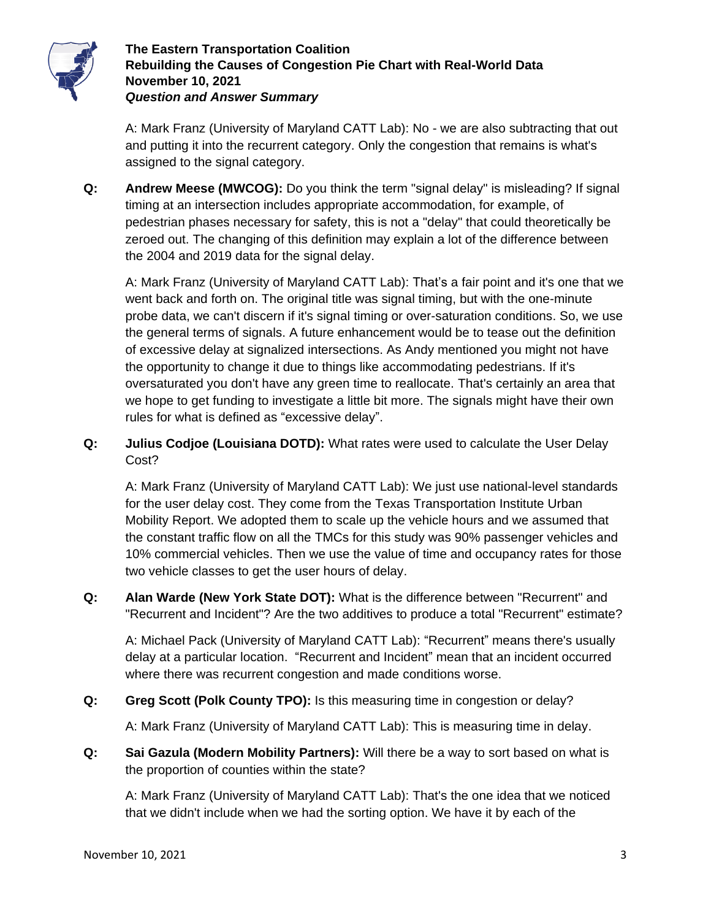A: Mark Franz (University of Maryland CATT Lab): No - we are also subtracting that out and putting it into the recurrent category. Only the congestion that remains is what's assigned to the signal category.

**Q: Andrew Meese (MWCOG):** Do you think the term "signal delay" is misleading? If signal timing at an intersection includes appropriate accommodation, for example, of pedestrian phases necessary for safety, this is not a "delay" that could theoretically be zeroed out. The changing of this definition may explain a lot of the difference between the 2004 and 2019 data for the signal delay.

A: Mark Franz (University of Maryland CATT Lab): That's a fair point and it's one that we went back and forth on. The original title was signal timing, but with the one-minute probe data, we can't discern if it's signal timing or over-saturation conditions. So, we use the general terms of signals. A future enhancement would be to tease out the definition of excessive delay at signalized intersections. As Andy mentioned you might not have the opportunity to change it due to things like accommodating pedestrians. If it's oversaturated you don't have any green time to reallocate. That's certainly an area that we hope to get funding to investigate a little bit more. The signals might have their own rules for what is defined as "excessive delay".

**Q: Julius Codjoe (Louisiana DOTD):** What rates were used to calculate the User Delay Cost?

A: Mark Franz (University of Maryland CATT Lab): We just use national-level standards for the user delay cost. They come from the Texas Transportation Institute Urban Mobility Report. We adopted them to scale up the vehicle hours and we assumed that the constant traffic flow on all the TMCs for this study was 90% passenger vehicles and 10% commercial vehicles. Then we use the value of time and occupancy rates for those two vehicle classes to get the user hours of delay.

**Q: Alan Warde (New York State DOT):** What is the difference between "Recurrent" and "Recurrent and Incident"? Are the two additives to produce a total "Recurrent" estimate?

A: Michael Pack (University of Maryland CATT Lab): "Recurrent" means there's usually delay at a particular location. "Recurrent and Incident" mean that an incident occurred where there was recurrent congestion and made conditions worse.

**Q: Greg Scott (Polk County TPO):** Is this measuring time in congestion or delay?

A: Mark Franz (University of Maryland CATT Lab): This is measuring time in delay.

**Q: Sai Gazula (Modern Mobility Partners):** Will there be a way to sort based on what is the proportion of counties within the state?

A: Mark Franz (University of Maryland CATT Lab): That's the one idea that we noticed that we didn't include when we had the sorting option. We have it by each of the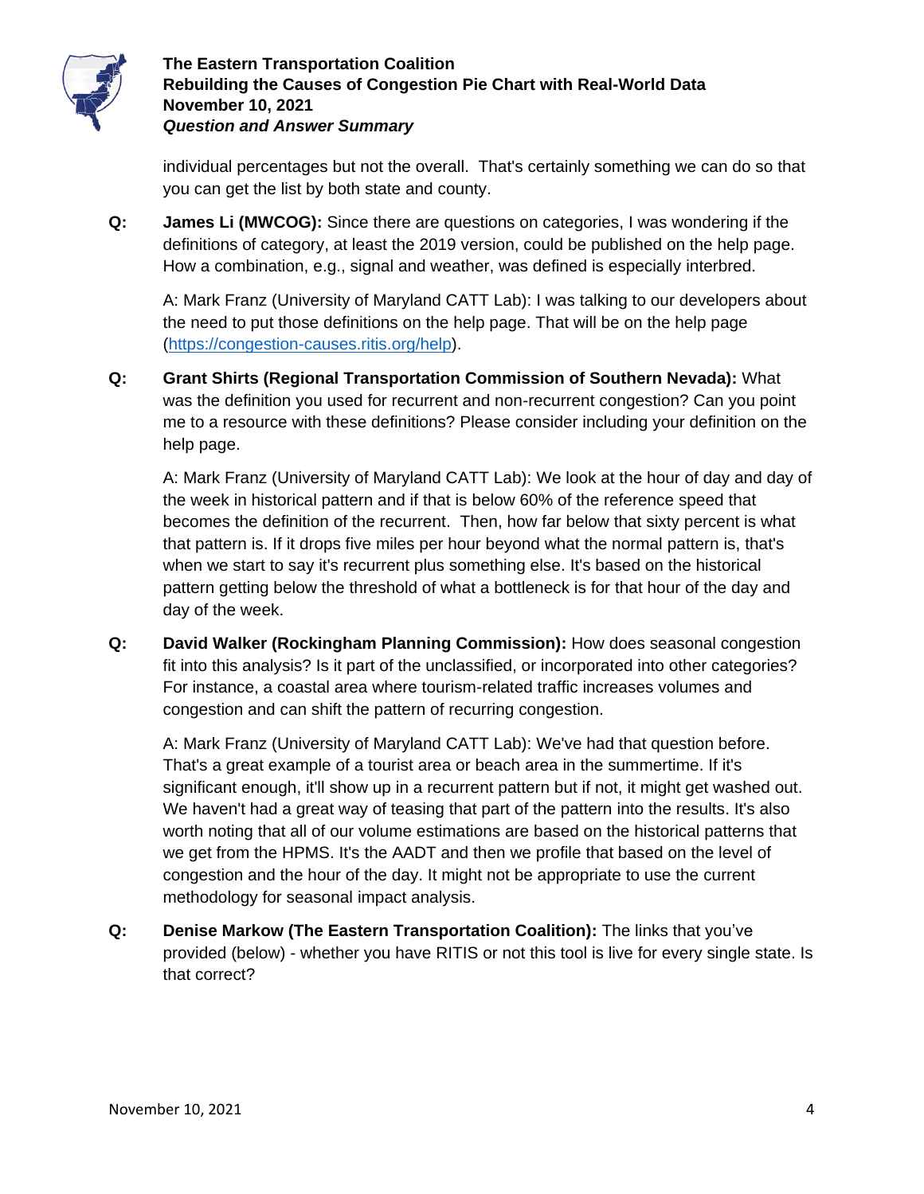individual percentages but not the overall. That's certainly something we can do so that you can get the list by both state and county.

**Q:** **James Li (MWCOG):** Since there are questions on categories, I was wondering if the definitions of category, at least the 2019 version, could be published on the help page. How a combination, e.g., signal and weather, was defined is especially interbred.

A: Mark Franz (University of Maryland CATT Lab): I was talking to our developers about the need to put those definitions on the help page. That will be on the help page (https://congestion-causes.ritis.org/help).

**Q:** **Grant Shirts (Regional Transportation Commission of Southern Nevada):** What was the definition you used for recurrent and non-recurrent congestion? Can you point me to a resource with these definitions? Please consider including your definition on the help page.

A: Mark Franz (University of Maryland CATT Lab): We look at the hour of day and day of the week in historical pattern and if that is below 60% of the reference speed that becomes the definition of the recurrent. Then, how far below that sixty percent is what that pattern is. If it drops five miles per hour beyond what the normal pattern is, that's when we start to say it's recurrent plus something else. It's based on the historical pattern getting below the threshold of what a bottleneck is for that hour of the day and day of the week.

**Q:** **David Walker (Rockingham Planning Commission):** How does seasonal congestion fit into this analysis? Is it part of the unclassified, or incorporated into other categories? For instance, a coastal area where tourism-related traffic increases volumes and congestion and can shift the pattern of recurring congestion.

A: Mark Franz (University of Maryland CATT Lab): We've had that question before. That's a great example of a tourist area or beach area in the summertime. If it's significant enough, it'll show up in a recurrent pattern but if not, it might get washed out. We haven't had a great way of teasing that part of the pattern into the results. It's also worth noting that all of our volume estimations are based on the historical patterns that we get from the HPMS. It's the AADT and then we profile that based on the level of congestion and the hour of the day. It might not be appropriate to use the current methodology for seasonal impact analysis.

**Q:** **Denise Markow (The Eastern Transportation Coalition):** The links that you've provided (below) - whether you have RITIS or not this tool is live for every single state. Is that correct?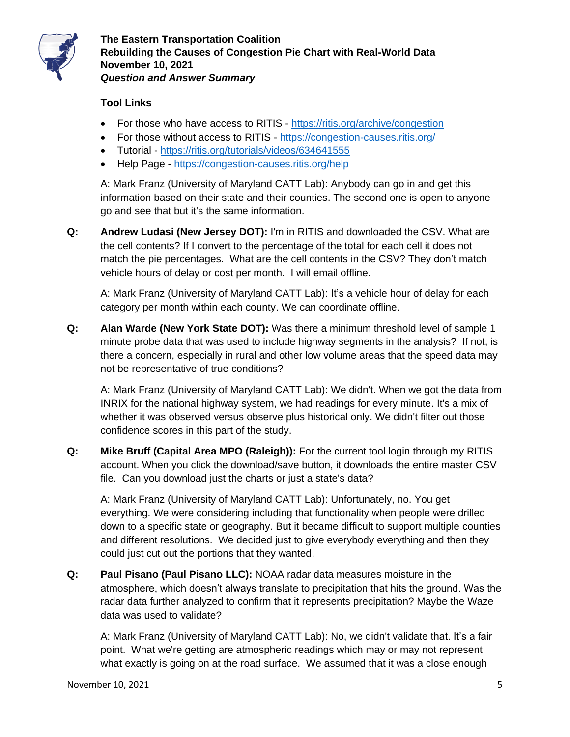### Tool Links

- For those who have access to RITIS - https://ritis.org/archive/congestion
- For those without access to RITIS - https://congestion-causes.ritis.org/
- Tutorial - https://ritis.org/tutorials/videos/634641555
- Help Page - https://congestion-causes.ritis.org/help

A: Mark Franz (University of Maryland CATT Lab): Anybody can go in and get this information based on their state and their counties. The second one is open to anyone go and see that but it's the same information.

**Q:** **Andrew Ludasi (New Jersey DOT):** I'm in RITIS and downloaded the CSV. What are the cell contents? If I convert to the percentage of the total for each cell it does not match the pie percentages. What are the cell contents in the CSV? They don't match vehicle hours of delay or cost per month. I will email offline.

A: Mark Franz (University of Maryland CATT Lab): It's a vehicle hour of delay for each category per month within each county. We can coordinate offline.

**Q:** **Alan Warde (New York State DOT):** Was there a minimum threshold level of sample 1 minute probe data that was used to include highway segments in the analysis? If not, is there a concern, especially in rural and other low volume areas that the speed data may not be representative of true conditions?

A: Mark Franz (University of Maryland CATT Lab): We didn't. When we got the data from INRIX for the national highway system, we had readings for every minute. It's a mix of whether it was observed versus observe plus historical only. We didn't filter out those confidence scores in this part of the study.

**Q:** **Mike Bruff (Capital Area MPO (Raleigh)):** For the current tool login through my RITIS account. When you click the download/save button, it downloads the entire master CSV file. Can you download just the charts or just a state's data?

A: Mark Franz (University of Maryland CATT Lab): Unfortunately, no. You get everything. We were considering including that functionality when people were drilled down to a specific state or geography. But it became difficult to support multiple counties and different resolutions. We decided just to give everybody everything and then they could just cut out the portions that they wanted.

**Q:** **Paul Pisano (Paul Pisano LLC):** NOAA radar data measures moisture in the atmosphere, which doesn't always translate to precipitation that hits the ground. Was the radar data further analyzed to confirm that it represents precipitation? Maybe the Waze data was used to validate?

A: Mark Franz (University of Maryland CATT Lab): No, we didn't validate that. It's a fair point. What we're getting are atmospheric readings which may or may not represent what exactly is going on at the road surface. We assumed that it was a close enough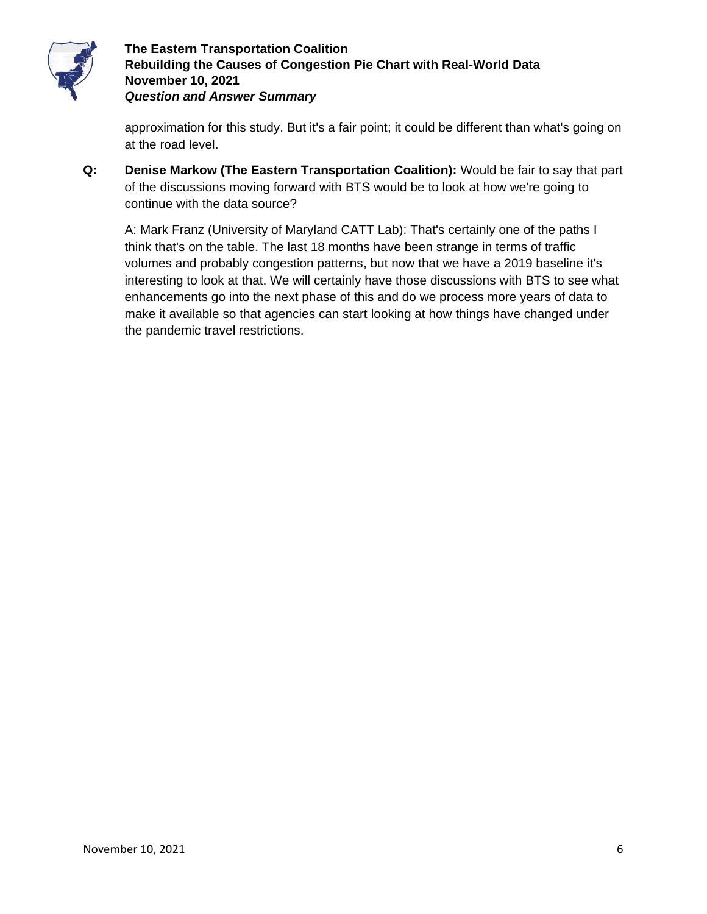approximation for this study. But it's a fair point; it could be different than what's going on at the road level.

**Q:** **Denise Markow (The Eastern Transportation Coalition):** Would be fair to say that part of the discussions moving forward with BTS would be to look at how we're going to continue with the data source?

A: Mark Franz (University of Maryland CATT Lab): That's certainly one of the paths I think that's on the table. The last 18 months have been strange in terms of traffic volumes and probably congestion patterns, but now that we have a 2019 baseline it's interesting to look at that. We will certainly have those discussions with BTS to see what enhancements go into the next phase of this and do we process more years of data to make it available so that agencies can start looking at how things have changed under the pandemic travel restrictions.